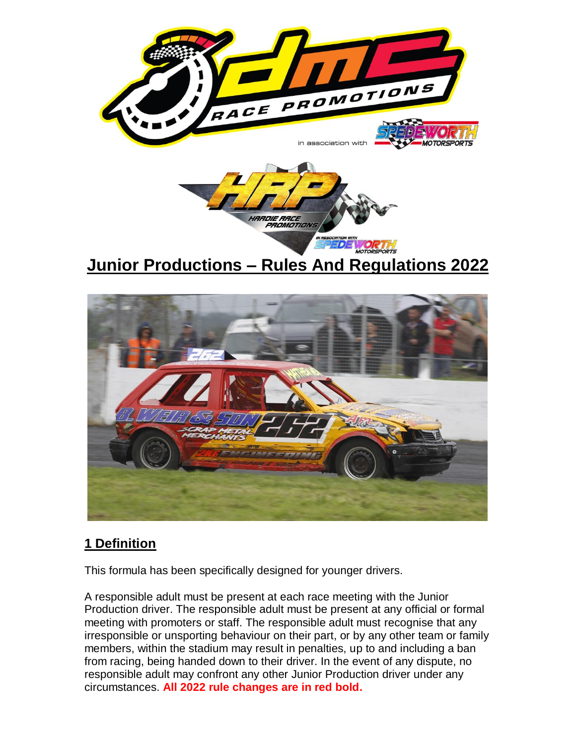# Junior Productions – Rules And Regulations 2022

## 1 Definition

This formula has been specifically designed for younger drivers.

A responsible adult must be present at each race meeting with the Junior Production driver. The responsible adult must be present at any official or formal meeting with promoters or staff. The responsible adult must recognise that any irresponsible or unsporting behaviour on their part, or by any other team or family members, within the stadium may result in penalties, up to and including a ban from racing, being handed down to their driver. In the event of any dispute, no responsible adult may confront any other Junior Production driver under any circumstances. **All 2022 rule changes are in red bold.**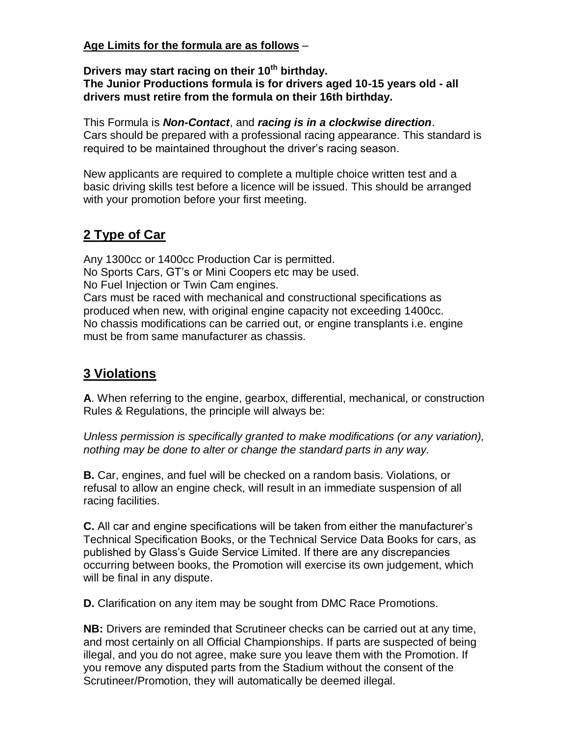**<u>Age Limits for the formula are as follows</u>** –

**Drivers may start racing on their 10th birthday.**
**The Junior Productions formula is for drivers aged 10-15 years old - all drivers must retire from the formula on their 16th birthday.**

This Formula is ***Non-Contact***, and ***racing is in a clockwise direction***.
Cars should be prepared with a professional racing appearance. This standard is required to be maintained throughout the driver's racing season.

New applicants are required to complete a multiple choice written test and a basic driving skills test before a licence will be issued. This should be arranged with your promotion before your first meeting.

## 2 Type of Car

Any 1300cc or 1400cc Production Car is permitted.
No Sports Cars, GT's or Mini Coopers etc may be used.
No Fuel Injection or Twin Cam engines.
Cars must be raced with mechanical and constructional specifications as produced when new, with original engine capacity not exceeding 1400cc.
No chassis modifications can be carried out, or engine transplants i.e. engine must be from same manufacturer as chassis.

## 3 Violations

**A**. When referring to the engine, gearbox, differential, mechanical, or construction Rules & Regulations, the principle will always be:

*Unless permission is specifically granted to make modifications (or any variation), nothing may be done to alter or change the standard parts in any way.*

**B.** Car, engines, and fuel will be checked on a random basis. Violations, or refusal to allow an engine check, will result in an immediate suspension of all racing facilities.

**C.** All car and engine specifications will be taken from either the manufacturer's Technical Specification Books, or the Technical Service Data Books for cars, as published by Glass's Guide Service Limited. If there are any discrepancies occurring between books, the Promotion will exercise its own judgement, which will be final in any dispute.

**D.** Clarification on any item may be sought from DMC Race Promotions.

**NB:** Drivers are reminded that Scrutineer checks can be carried out at any time, and most certainly on all Official Championships. If parts are suspected of being illegal, and you do not agree, make sure you leave them with the Promotion. If you remove any disputed parts from the Stadium without the consent of the Scrutineer/Promotion, they will automatically be deemed illegal.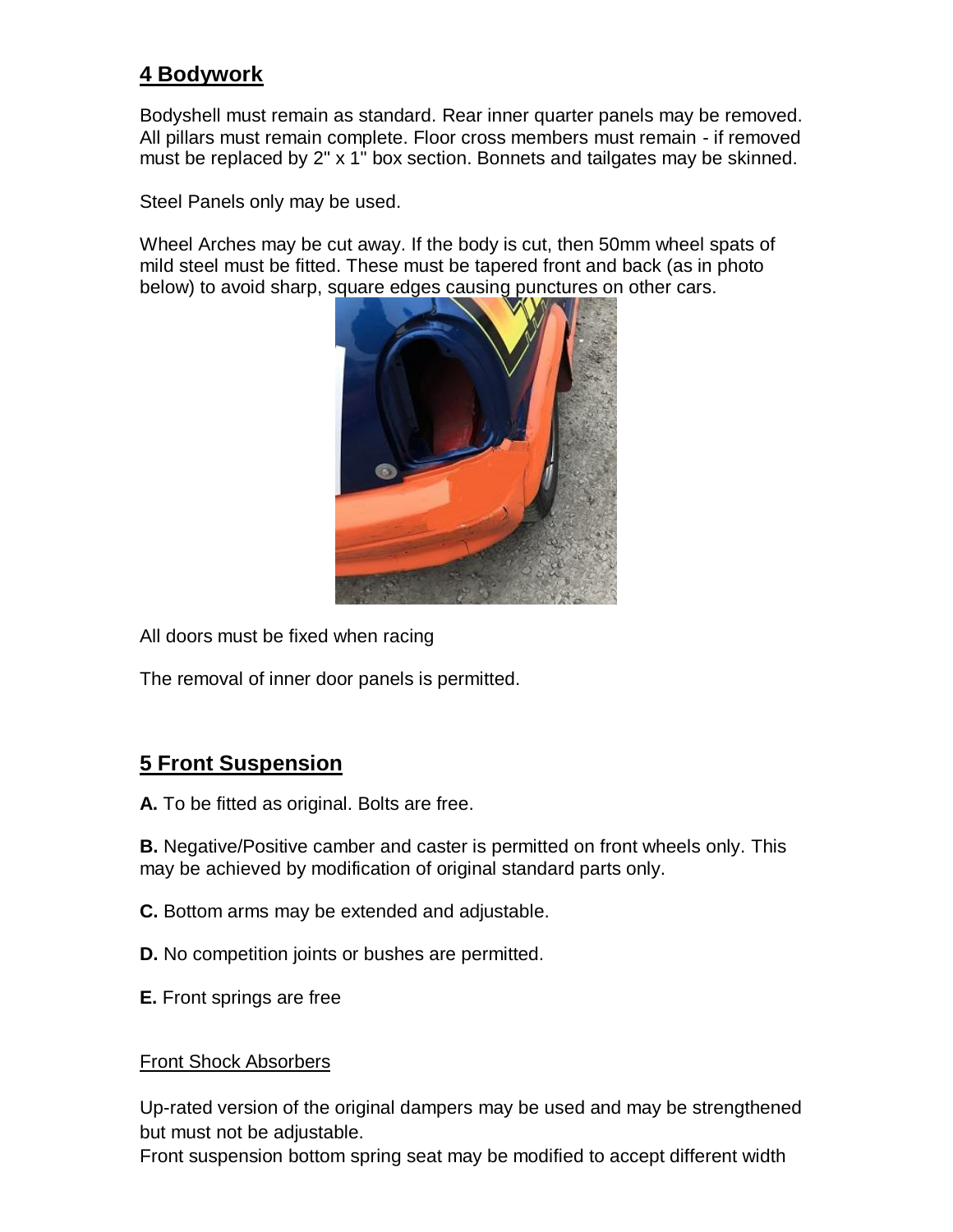## 4 Bodywork

Bodyshell must remain as standard. Rear inner quarter panels may be removed. All pillars must remain complete. Floor cross members must remain - if removed must be replaced by 2" x 1" box section. Bonnets and tailgates may be skinned.

Steel Panels only may be used.

Wheel Arches may be cut away. If the body is cut, then 50mm wheel spats of mild steel must be fitted. These must be tapered front and back (as in photo below) to avoid sharp, square edges causing punctures on other cars.

All doors must be fixed when racing

The removal of inner door panels is permitted.

## 5 Front Suspension

**A.** To be fitted as original. Bolts are free.

**B.** Negative/Positive camber and caster is permitted on front wheels only. This may be achieved by modification of original standard parts only.

**C.** Bottom arms may be extended and adjustable.

**D.** No competition joints or bushes are permitted.

**E.** Front springs are free

Front Shock Absorbers

Up-rated version of the original dampers may be used and may be strengthened but must not be adjustable.

Front suspension bottom spring seat may be modified to accept different width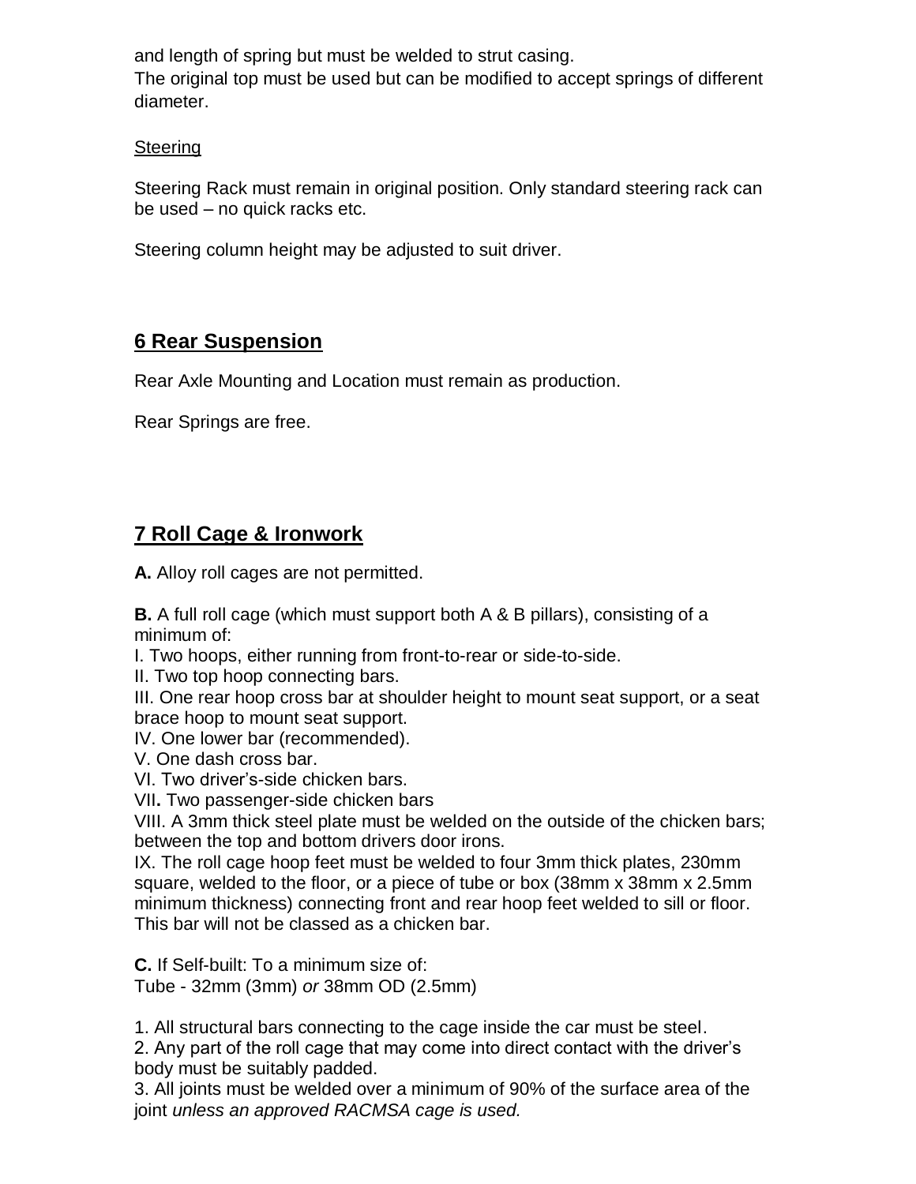and length of spring but must be welded to strut casing.
The original top must be used but can be modified to accept springs of different diameter.

Steering

Steering Rack must remain in original position. Only standard steering rack can be used – no quick racks etc.

Steering column height may be adjusted to suit driver.

## 6 Rear Suspension

Rear Axle Mounting and Location must remain as production.

Rear Springs are free.

## 7 Roll Cage & Ironwork

**A.** Alloy roll cages are not permitted.

**B.** A full roll cage (which must support both A & B pillars), consisting of a minimum of:
I. Two hoops, either running from front-to-rear or side-to-side.
II. Two top hoop connecting bars.
III. One rear hoop cross bar at shoulder height to mount seat support, or a seat brace hoop to mount seat support.
IV. One lower bar (recommended).
V. One dash cross bar.
VI. Two driver's-side chicken bars.
VII**.** Two passenger-side chicken bars
VIII. A 3mm thick steel plate must be welded on the outside of the chicken bars; between the top and bottom drivers door irons.
IX. The roll cage hoop feet must be welded to four 3mm thick plates, 230mm square, welded to the floor, or a piece of tube or box (38mm x 38mm x 2.5mm minimum thickness) connecting front and rear hoop feet welded to sill or floor. This bar will not be classed as a chicken bar.

**C.** If Self-built: To a minimum size of:
Tube - 32mm (3mm) *or* 38mm OD (2.5mm)

1. All structural bars connecting to the cage inside the car must be steel.
2. Any part of the roll cage that may come into direct contact with the driver's body must be suitably padded.
3. All joints must be welded over a minimum of 90% of the surface area of the joint *unless an approved RACMSA cage is used.*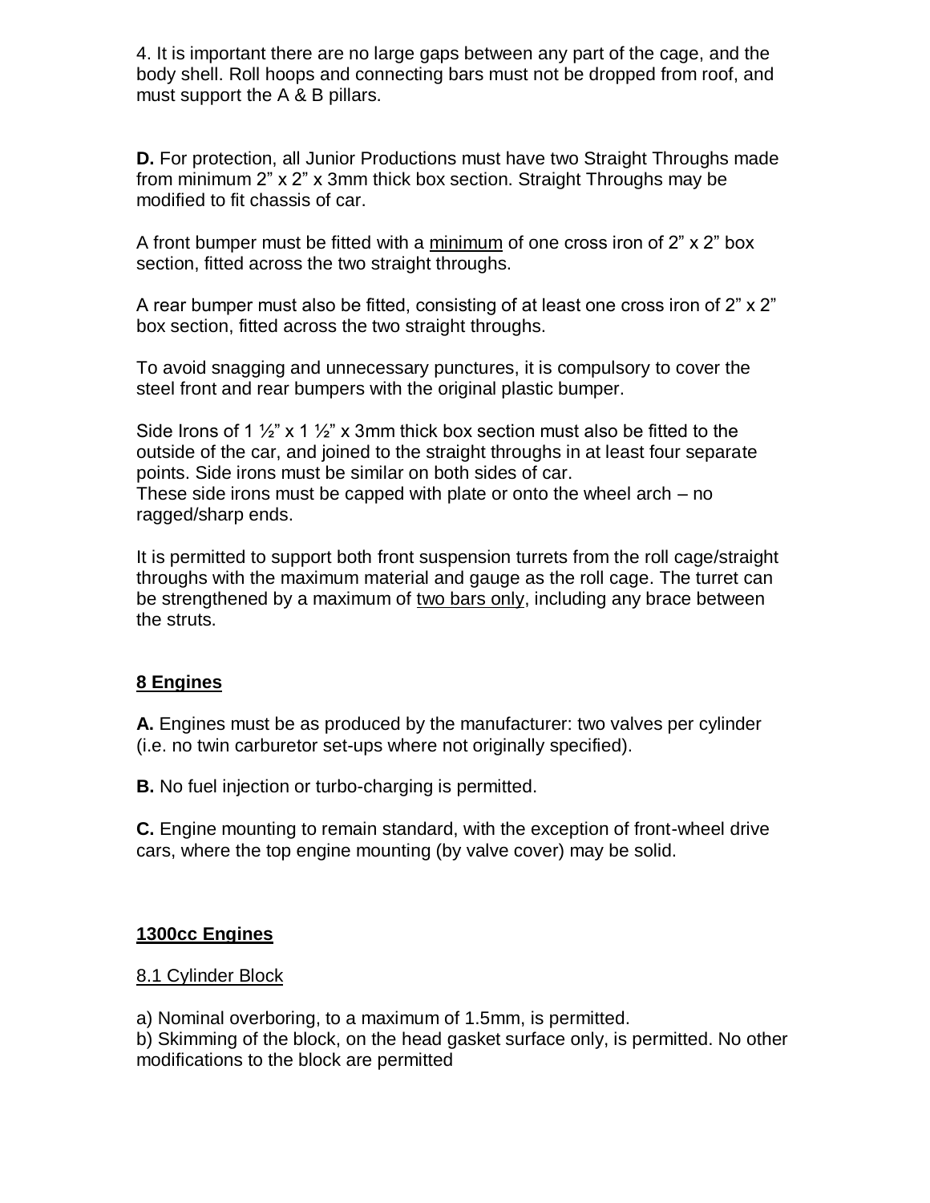4. It is important there are no large gaps between any part of the cage, and the body shell. Roll hoops and connecting bars must not be dropped from roof, and must support the A & B pillars.

**D.** For protection, all Junior Productions must have two Straight Throughs made from minimum 2” x 2” x 3mm thick box section. Straight Throughs may be modified to fit chassis of car.

A front bumper must be fitted with a <u>minimum</u> of one cross iron of 2” x 2” box section, fitted across the two straight throughs.

A rear bumper must also be fitted, consisting of at least one cross iron of 2” x 2” box section, fitted across the two straight throughs.

To avoid snagging and unnecessary punctures, it is compulsory to cover the steel front and rear bumpers with the original plastic bumper.

Side Irons of 1 ½” x 1 ½” x 3mm thick box section must also be fitted to the outside of the car, and joined to the straight throughs in at least four separate points. Side irons must be similar on both sides of car.
These side irons must be capped with plate or onto the wheel arch – no ragged/sharp ends.

It is permitted to support both front suspension turrets from the roll cage/straight throughs with the maximum material and gauge as the roll cage. The turret can be strengthened by a maximum of <u>two bars only</u>, including any brace between the struts.

## 8 Engines

**A.** Engines must be as produced by the manufacturer: two valves per cylinder (i.e. no twin carburetor set-ups where not originally specified).

**B.** No fuel injection or turbo-charging is permitted.

**C.** Engine mounting to remain standard, with the exception of front-wheel drive cars, where the top engine mounting (by valve cover) may be solid.

## 1300cc Engines

### 8.1 Cylinder Block

a) Nominal overboring, to a maximum of 1.5mm, is permitted.
b) Skimming of the block, on the head gasket surface only, is permitted. No other modifications to the block are permitted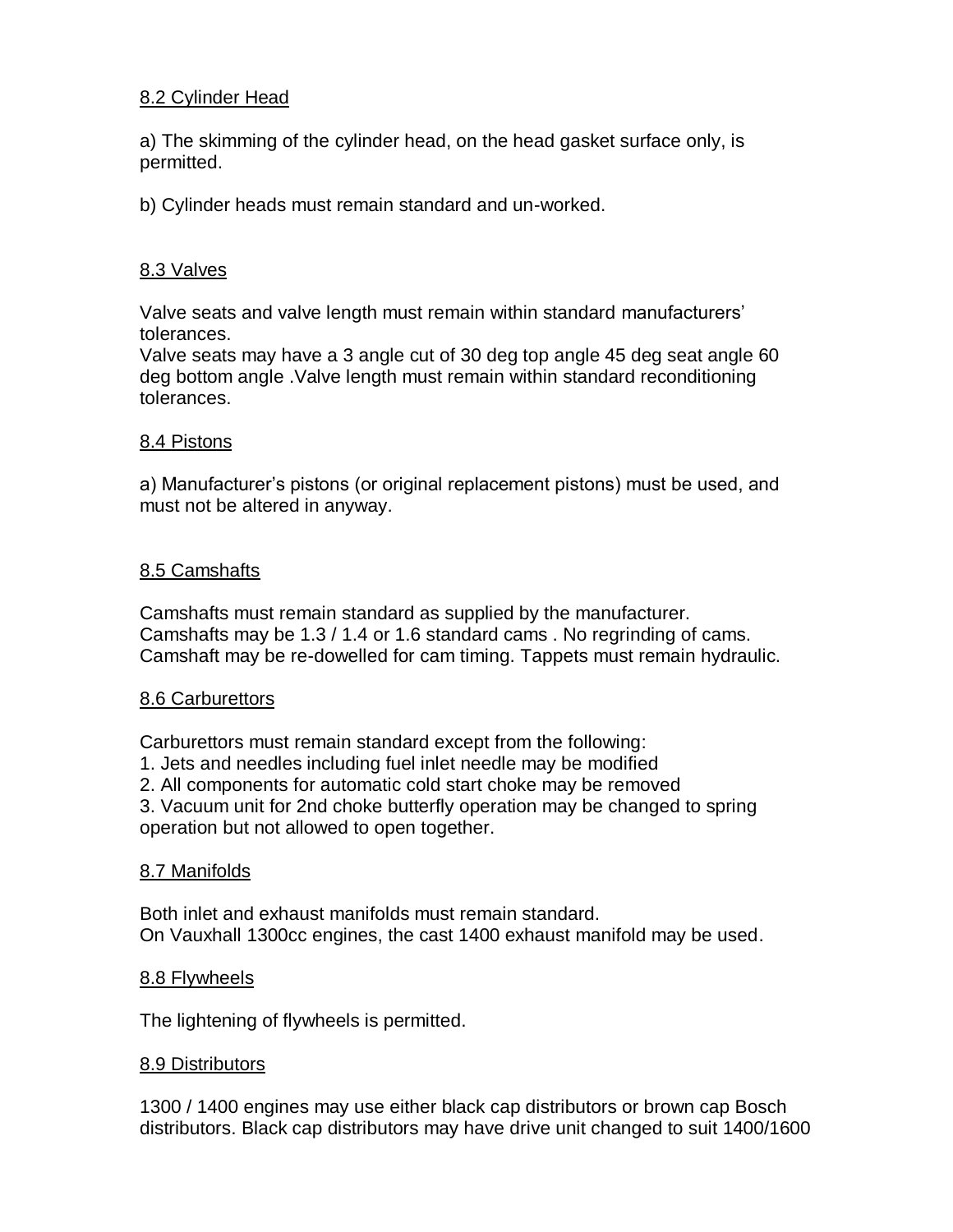## 8.2 Cylinder Head

a) The skimming of the cylinder head, on the head gasket surface only, is permitted.

b) Cylinder heads must remain standard and un-worked.

## 8.3 Valves

Valve seats and valve length must remain within standard manufacturers' tolerances.
Valve seats may have a 3 angle cut of 30 deg top angle 45 deg seat angle 60 deg bottom angle .Valve length must remain within standard reconditioning tolerances.

## 8.4 Pistons

a) Manufacturer's pistons (or original replacement pistons) must be used, and must not be altered in anyway.

## 8.5 Camshafts

Camshafts must remain standard as supplied by the manufacturer.
Camshafts may be 1.3 / 1.4 or 1.6 standard cams . No regrinding of cams.
Camshaft may be re-dowelled for cam timing. Tappets must remain hydraulic.

## 8.6 Carburettors

Carburettors must remain standard except from the following:

1. Jets and needles including fuel inlet needle may be modified
2. All components for automatic cold start choke may be removed
3. Vacuum unit for 2nd choke butterfly operation may be changed to spring operation but not allowed to open together.

## 8.7 Manifolds

Both inlet and exhaust manifolds must remain standard.
On Vauxhall 1300cc engines, the cast 1400 exhaust manifold may be used.

## 8.8 Flywheels

The lightening of flywheels is permitted.

## 8.9 Distributors

1300 / 1400 engines may use either black cap distributors or brown cap Bosch distributors. Black cap distributors may have drive unit changed to suit 1400/1600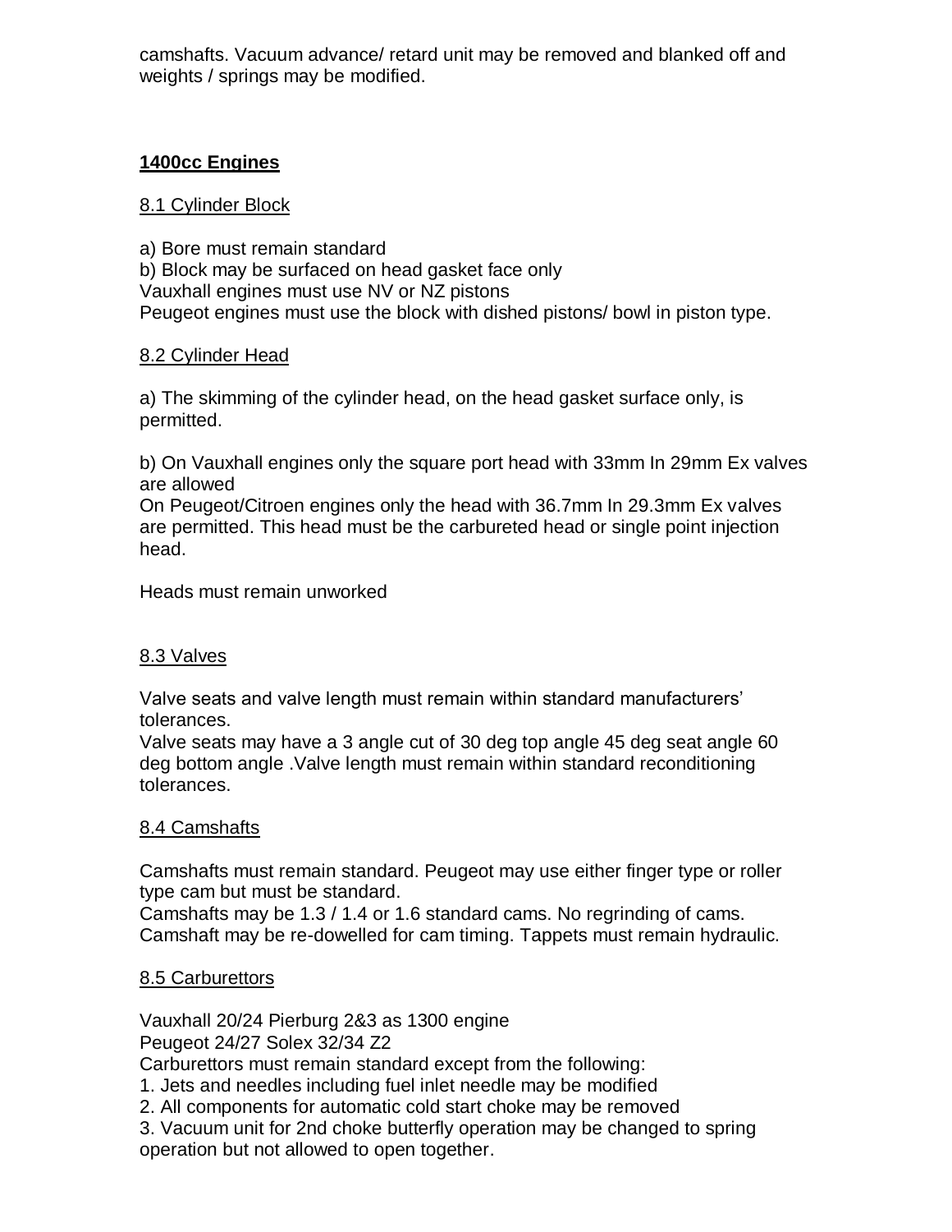camshafts. Vacuum advance/ retard unit may be removed and blanked off and weights / springs may be modified.

## **1400cc Engines**

### 8.1 Cylinder Block

a) Bore must remain standard
b) Block may be surfaced on head gasket face only
Vauxhall engines must use NV or NZ pistons
Peugeot engines must use the block with dished pistons/ bowl in piston type.

### 8.2 Cylinder Head

a) The skimming of the cylinder head, on the head gasket surface only, is permitted.

b) On Vauxhall engines only the square port head with 33mm In 29mm Ex valves are allowed
On Peugeot/Citroen engines only the head with 36.7mm In 29.3mm Ex valves are permitted. This head must be the carbureted head or single point injection head.

Heads must remain unworked

### 8.3 Valves

Valve seats and valve length must remain within standard manufacturers' tolerances.
Valve seats may have a 3 angle cut of 30 deg top angle 45 deg seat angle 60 deg bottom angle .Valve length must remain within standard reconditioning tolerances.

### 8.4 Camshafts

Camshafts must remain standard. Peugeot may use either finger type or roller type cam but must be standard.
Camshafts may be 1.3 / 1.4 or 1.6 standard cams. No regrinding of cams. Camshaft may be re-dowelled for cam timing. Tappets must remain hydraulic.

### 8.5 Carburettors

Vauxhall 20/24 Pierburg 2&3 as 1300 engine
Peugeot 24/27 Solex 32/34 Z2
Carburettors must remain standard except from the following:
1. Jets and needles including fuel inlet needle may be modified
2. All components for automatic cold start choke may be removed
3. Vacuum unit for 2nd choke butterfly operation may be changed to spring operation but not allowed to open together.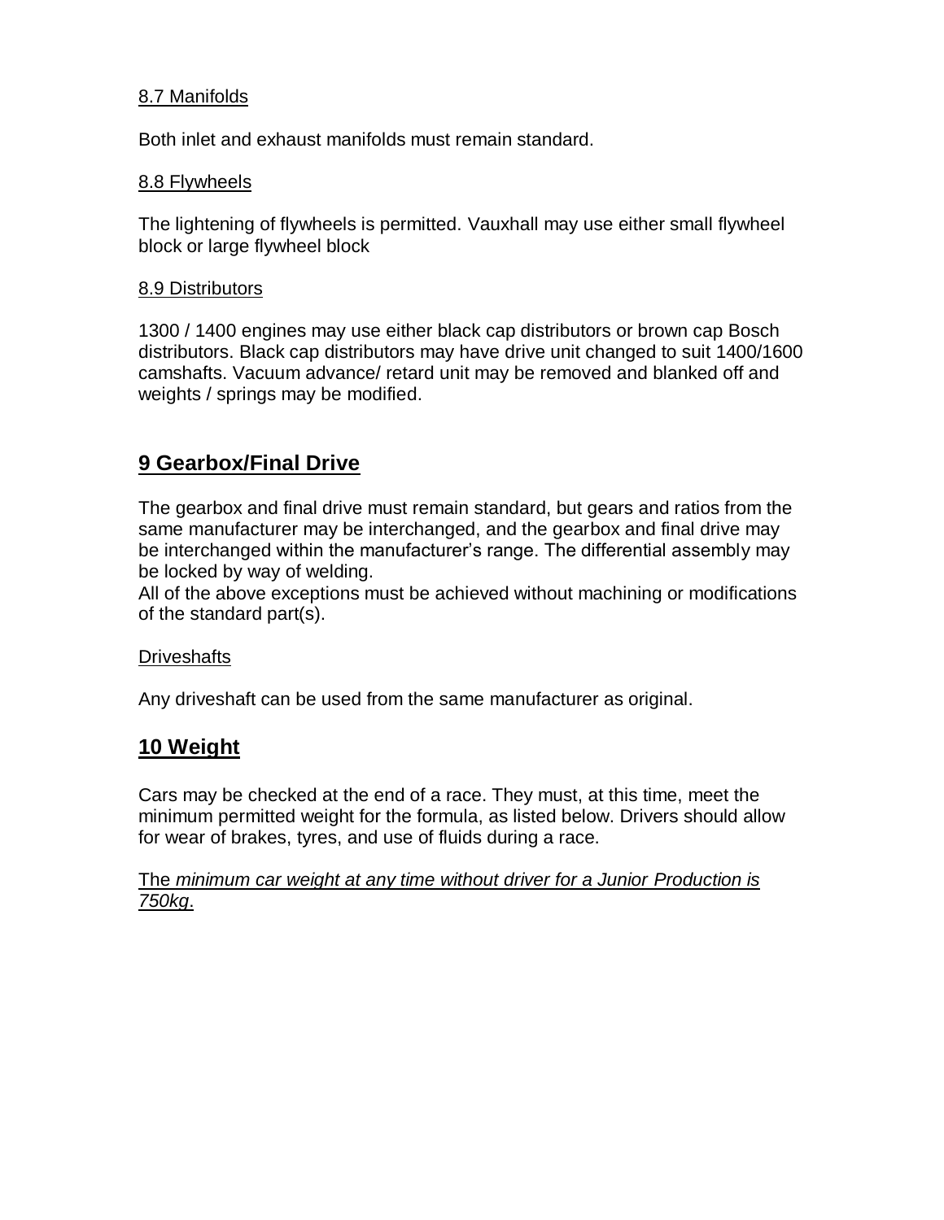### 8.7 Manifolds

Both inlet and exhaust manifolds must remain standard.

### 8.8 Flywheels

The lightening of flywheels is permitted. Vauxhall may use either small flywheel block or large flywheel block

### 8.9 Distributors

1300 / 1400 engines may use either black cap distributors or brown cap Bosch distributors. Black cap distributors may have drive unit changed to suit 1400/1600 camshafts. Vacuum advance/ retard unit may be removed and blanked off and weights / springs may be modified.

## 9 Gearbox/Final Drive

The gearbox and final drive must remain standard, but gears and ratios from the same manufacturer may be interchanged, and the gearbox and final drive may be interchanged within the manufacturer's range. The differential assembly may be locked by way of welding.
All of the above exceptions must be achieved without machining or modifications of the standard part(s).

### Driveshafts

Any driveshaft can be used from the same manufacturer as original.

## 10 Weight

Cars may be checked at the end of a race. They must, at this time, meet the minimum permitted weight for the formula, as listed below. Drivers should allow for wear of brakes, tyres, and use of fluids during a race.

The *minimum car weight at any time without driver for a Junior Production is 750kg*.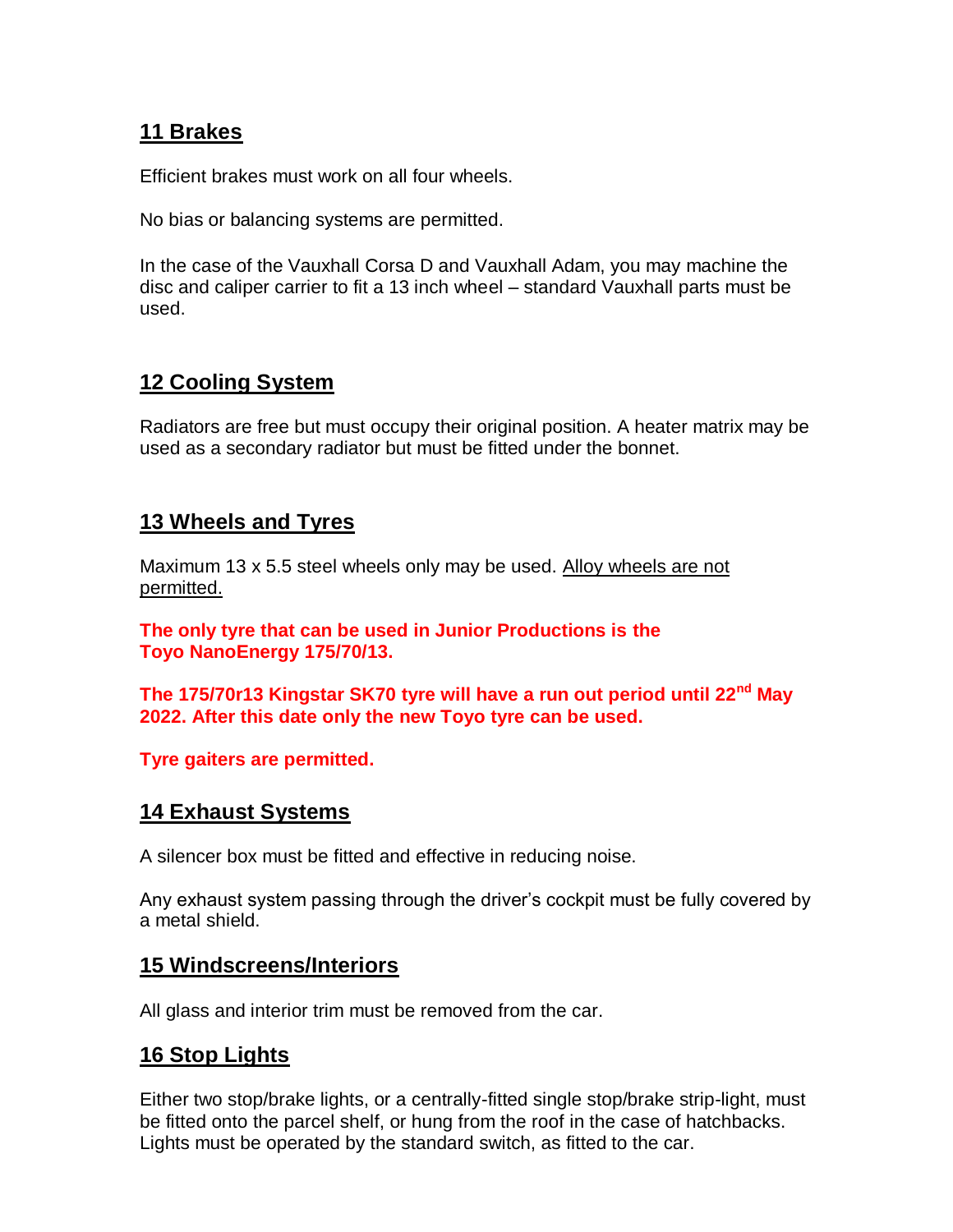## 11 Brakes

Efficient brakes must work on all four wheels.

No bias or balancing systems are permitted.

In the case of the Vauxhall Corsa D and Vauxhall Adam, you may machine the disc and caliper carrier to fit a 13 inch wheel – standard Vauxhall parts must be used.

## 12 Cooling System

Radiators are free but must occupy their original position. A heater matrix may be used as a secondary radiator but must be fitted under the bonnet.

## 13 Wheels and Tyres

Maximum 13 x 5.5 steel wheels only may be used. Alloy wheels are not permitted.

**The only tyre that can be used in Junior Productions is the Toyo NanoEnergy 175/70/13.**

**The 175/70r13 Kingstar SK70 tyre will have a run out period until 22nd May 2022. After this date only the new Toyo tyre can be used.**

**Tyre gaiters are permitted.**

## 14 Exhaust Systems

A silencer box must be fitted and effective in reducing noise.

Any exhaust system passing through the driver's cockpit must be fully covered by a metal shield.

## 15 Windscreens/Interiors

All glass and interior trim must be removed from the car.

## 16 Stop Lights

Either two stop/brake lights, or a centrally-fitted single stop/brake strip-light, must be fitted onto the parcel shelf, or hung from the roof in the case of hatchbacks. Lights must be operated by the standard switch, as fitted to the car.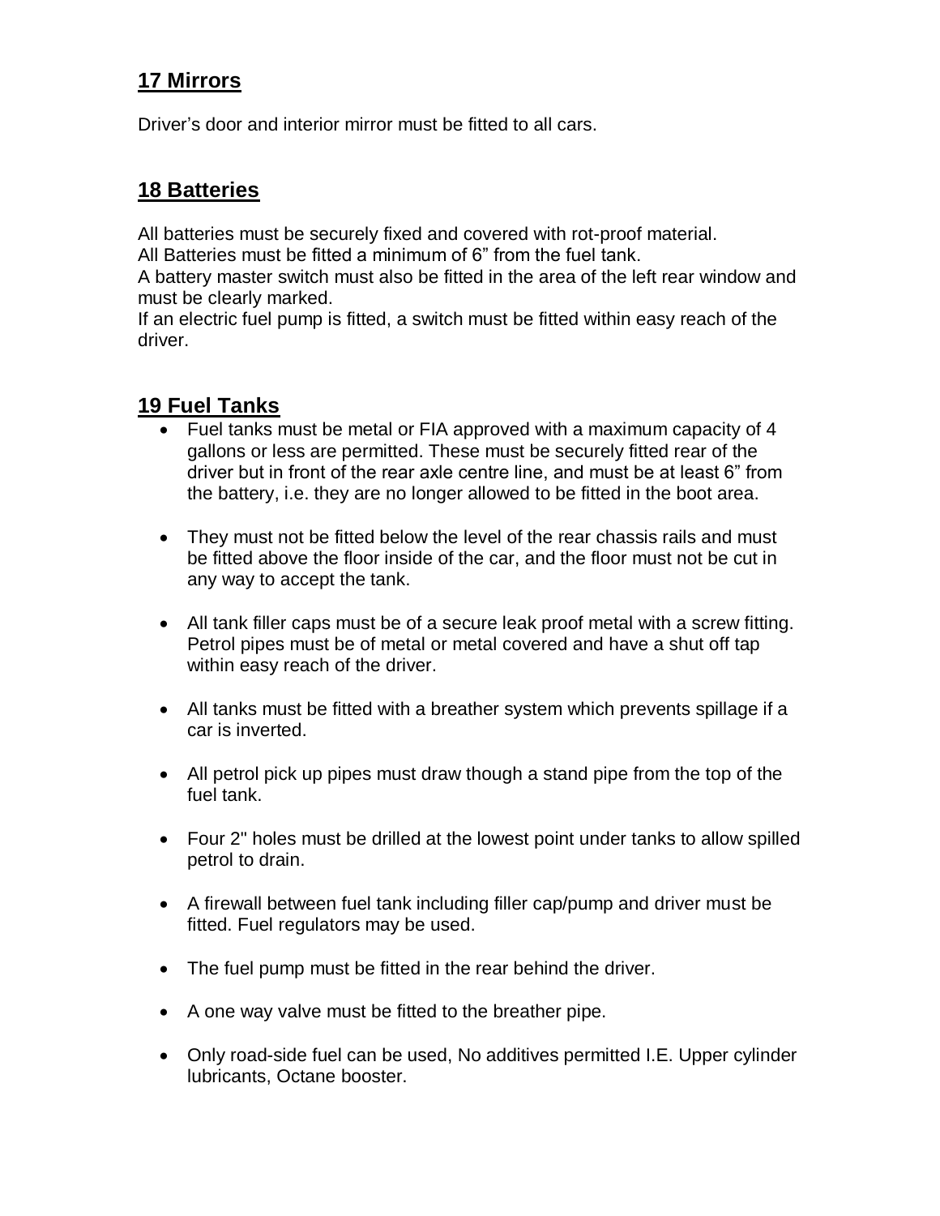## 17 Mirrors

Driver's door and interior mirror must be fitted to all cars.

## 18 Batteries

All batteries must be securely fixed and covered with rot-proof material.
All Batteries must be fitted a minimum of 6" from the fuel tank.
A battery master switch must also be fitted in the area of the left rear window and must be clearly marked.
If an electric fuel pump is fitted, a switch must be fitted within easy reach of the driver.

## 19 Fuel Tanks

- Fuel tanks must be metal or FIA approved with a maximum capacity of 4 gallons or less are permitted. These must be securely fitted rear of the driver but in front of the rear axle centre line, and must be at least 6" from the battery, i.e. they are no longer allowed to be fitted in the boot area.
- They must not be fitted below the level of the rear chassis rails and must be fitted above the floor inside of the car, and the floor must not be cut in any way to accept the tank.
- All tank filler caps must be of a secure leak proof metal with a screw fitting. Petrol pipes must be of metal or metal covered and have a shut off tap within easy reach of the driver.
- All tanks must be fitted with a breather system which prevents spillage if a car is inverted.
- All petrol pick up pipes must draw though a stand pipe from the top of the fuel tank.
- Four 2" holes must be drilled at the lowest point under tanks to allow spilled petrol to drain.
- A firewall between fuel tank including filler cap/pump and driver must be fitted. Fuel regulators may be used.
- The fuel pump must be fitted in the rear behind the driver.
- A one way valve must be fitted to the breather pipe.
- Only road-side fuel can be used, No additives permitted I.E. Upper cylinder lubricants, Octane booster.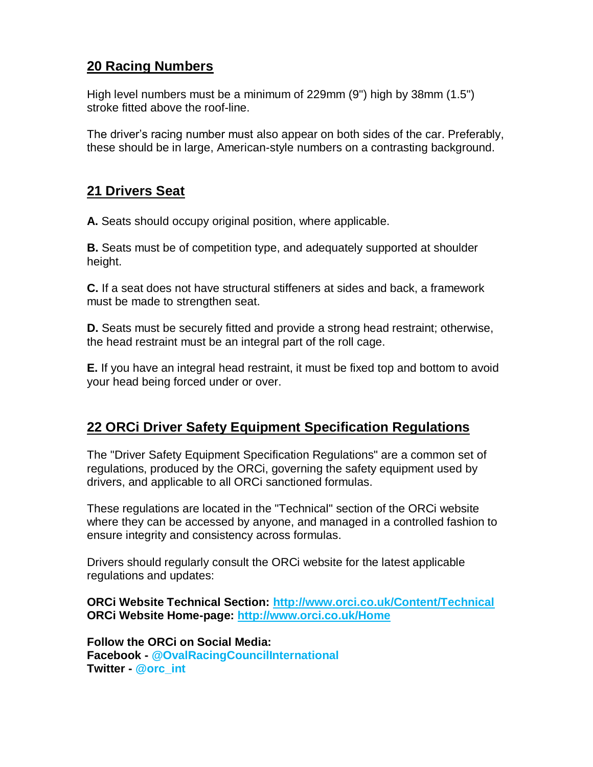## 20 Racing Numbers

High level numbers must be a minimum of 229mm (9") high by 38mm (1.5") stroke fitted above the roof-line.

The driver's racing number must also appear on both sides of the car. Preferably, these should be in large, American-style numbers on a contrasting background.

## 21 Drivers Seat

**A.** Seats should occupy original position, where applicable.

**B.** Seats must be of competition type, and adequately supported at shoulder height.

**C.** If a seat does not have structural stiffeners at sides and back, a framework must be made to strengthen seat.

**D.** Seats must be securely fitted and provide a strong head restraint; otherwise, the head restraint must be an integral part of the roll cage.

**E.** If you have an integral head restraint, it must be fixed top and bottom to avoid your head being forced under or over.

## 22 ORCi Driver Safety Equipment Specification Regulations

The "Driver Safety Equipment Specification Regulations" are a common set of regulations, produced by the ORCi, governing the safety equipment used by drivers, and applicable to all ORCi sanctioned formulas.

These regulations are located in the "Technical" section of the ORCi website where they can be accessed by anyone, and managed in a controlled fashion to ensure integrity and consistency across formulas.

Drivers should regularly consult the ORCi website for the latest applicable regulations and updates:

**ORCi Website Technical Section:** **http://www.orci.co.uk/Content/Technical**
**ORCi Website Home-page:** **http://www.orci.co.uk/Home**

**Follow the ORCi on Social Media:**
**Facebook - @OvalRacingCouncilInternational**
**Twitter - @orc_int**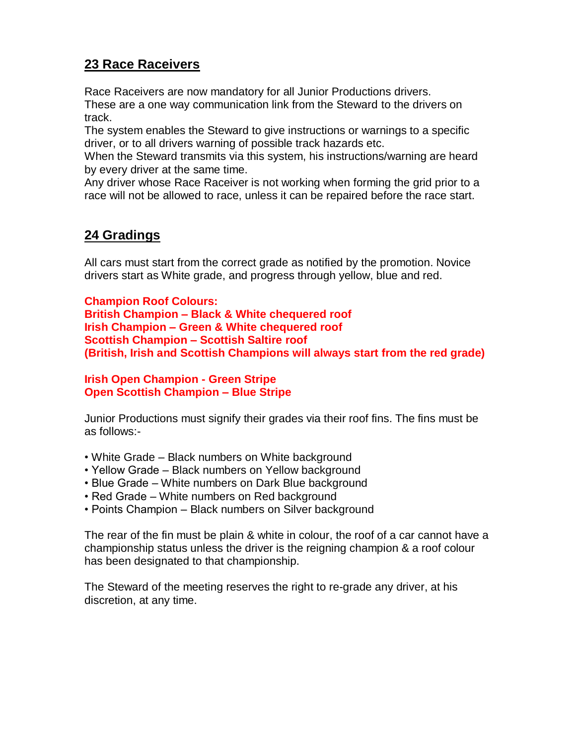## 23 Race Raceivers

Race Raceivers are now mandatory for all Junior Productions drivers.
These are a one way communication link from the Steward to the drivers on track.
The system enables the Steward to give instructions or warnings to a specific driver, or to all drivers warning of possible track hazards etc.
When the Steward transmits via this system, his instructions/warning are heard by every driver at the same time.
Any driver whose Race Raceiver is not working when forming the grid prior to a race will not be allowed to race, unless it can be repaired before the race start.

## 24 Gradings

All cars must start from the correct grade as notified by the promotion. Novice drivers start as White grade, and progress through yellow, blue and red.

**Champion Roof Colours:**
**British Champion – Black & White chequered roof**
**Irish Champion – Green & White chequered roof**
**Scottish Champion – Scottish Saltire roof**
**(British, Irish and Scottish Champions will always start from the red grade)**

**Irish Open Champion - Green Stripe**
**Open Scottish Champion – Blue Stripe**

Junior Productions must signify their grades via their roof fins. The fins must be as follows:-

- White Grade – Black numbers on White background
- Yellow Grade – Black numbers on Yellow background
- Blue Grade – White numbers on Dark Blue background
- Red Grade – White numbers on Red background
- Points Champion – Black numbers on Silver background

The rear of the fin must be plain & white in colour, the roof of a car cannot have a championship status unless the driver is the reigning champion & a roof colour has been designated to that championship.

The Steward of the meeting reserves the right to re-grade any driver, at his discretion, at any time.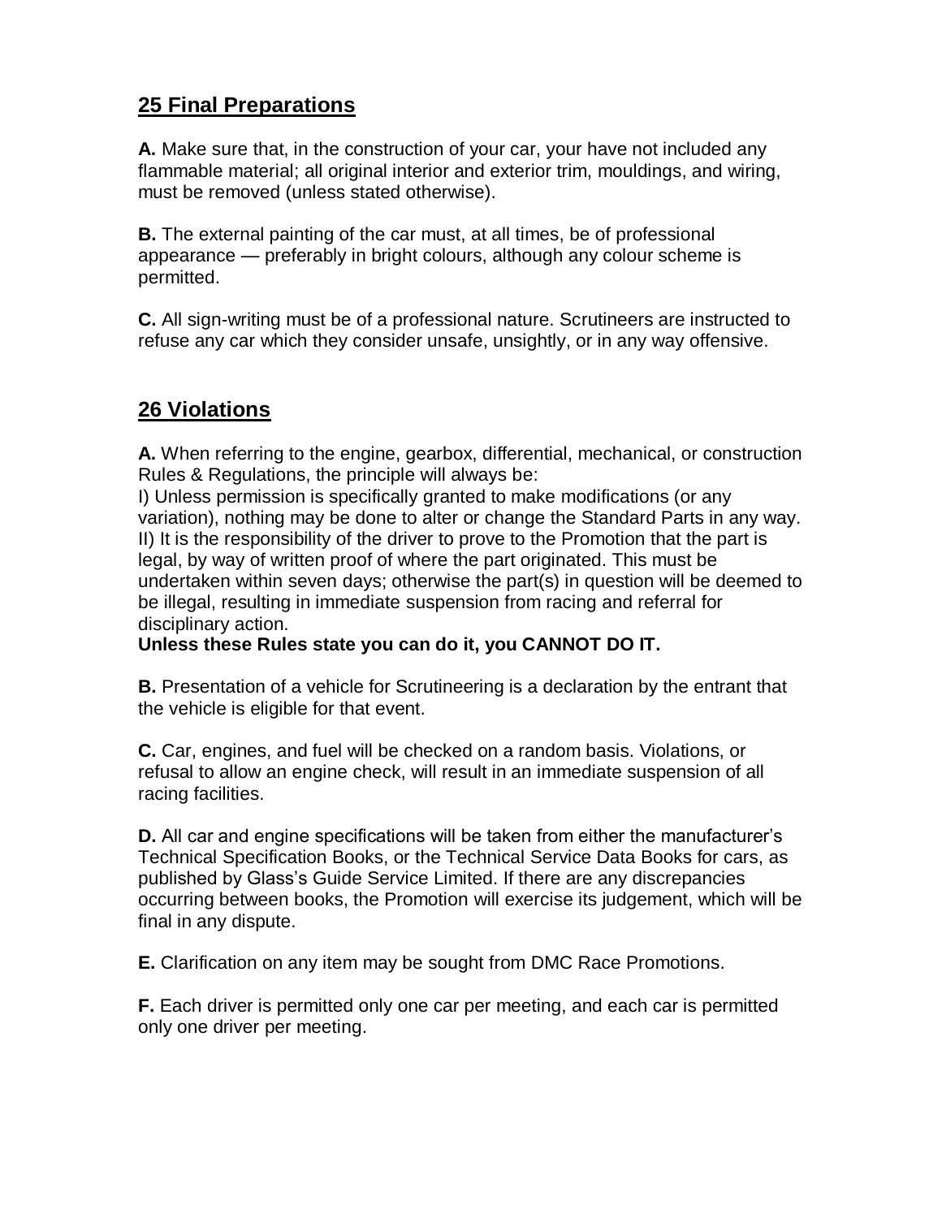## 25 Final Preparations

**A.** Make sure that, in the construction of your car, your have not included any flammable material; all original interior and exterior trim, mouldings, and wiring, must be removed (unless stated otherwise).

**B.** The external painting of the car must, at all times, be of professional appearance — preferably in bright colours, although any colour scheme is permitted.

**C.** All sign-writing must be of a professional nature. Scrutineers are instructed to refuse any car which they consider unsafe, unsightly, or in any way offensive.

## 26 Violations

**A.** When referring to the engine, gearbox, differential, mechanical, or construction Rules & Regulations, the principle will always be:
I) Unless permission is specifically granted to make modifications (or any variation), nothing may be done to alter or change the Standard Parts in any way.
II) It is the responsibility of the driver to prove to the Promotion that the part is legal, by way of written proof of where the part originated. This must be undertaken within seven days; otherwise the part(s) in question will be deemed to be illegal, resulting in immediate suspension from racing and referral for disciplinary action.
**Unless these Rules state you can do it, you CANNOT DO IT.**

**B.** Presentation of a vehicle for Scrutineering is a declaration by the entrant that the vehicle is eligible for that event.

**C.** Car, engines, and fuel will be checked on a random basis. Violations, or refusal to allow an engine check, will result in an immediate suspension of all racing facilities.

**D.** All car and engine specifications will be taken from either the manufacturer's Technical Specification Books, or the Technical Service Data Books for cars, as published by Glass's Guide Service Limited. If there are any discrepancies occurring between books, the Promotion will exercise its judgement, which will be final in any dispute.

**E.** Clarification on any item may be sought from DMC Race Promotions.

**F.** Each driver is permitted only one car per meeting, and each car is permitted only one driver per meeting.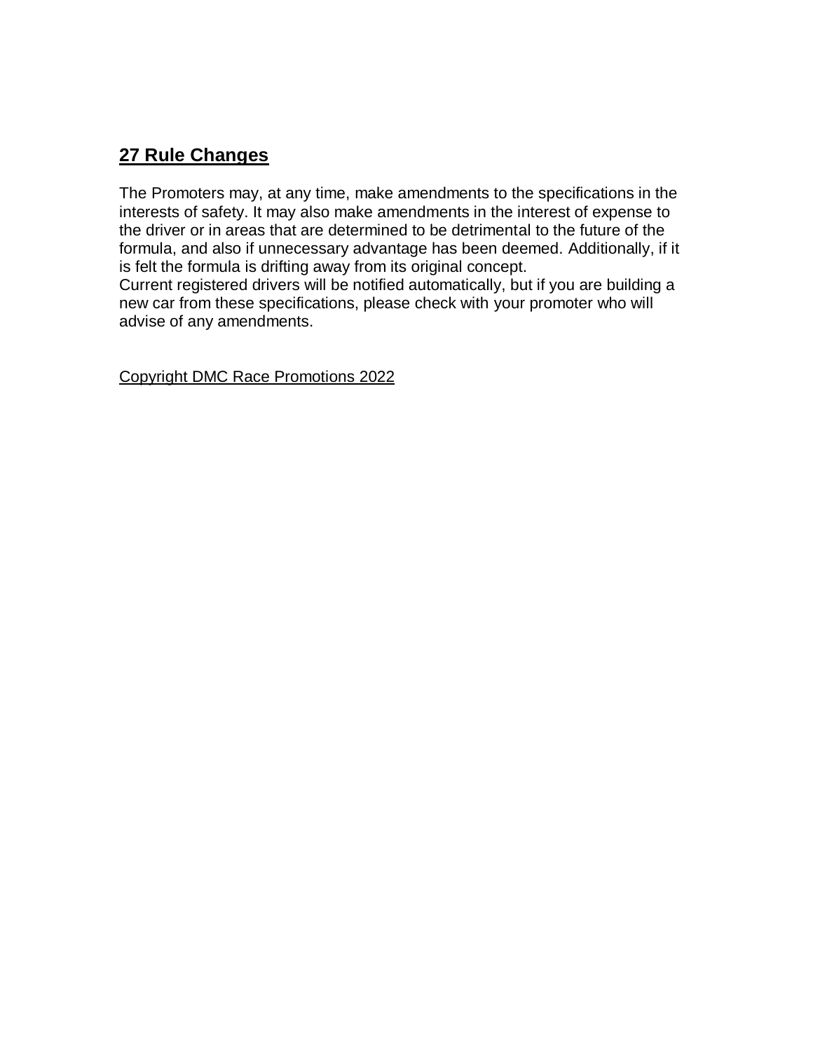## 27 Rule Changes

The Promoters may, at any time, make amendments to the specifications in the interests of safety. It may also make amendments in the interest of expense to the driver or in areas that are determined to be detrimental to the future of the formula, and also if unnecessary advantage has been deemed. Additionally, if it is felt the formula is drifting away from its original concept.
Current registered drivers will be notified automatically, but if you are building a new car from these specifications, please check with your promoter who will advise of any amendments.

Copyright DMC Race Promotions 2022